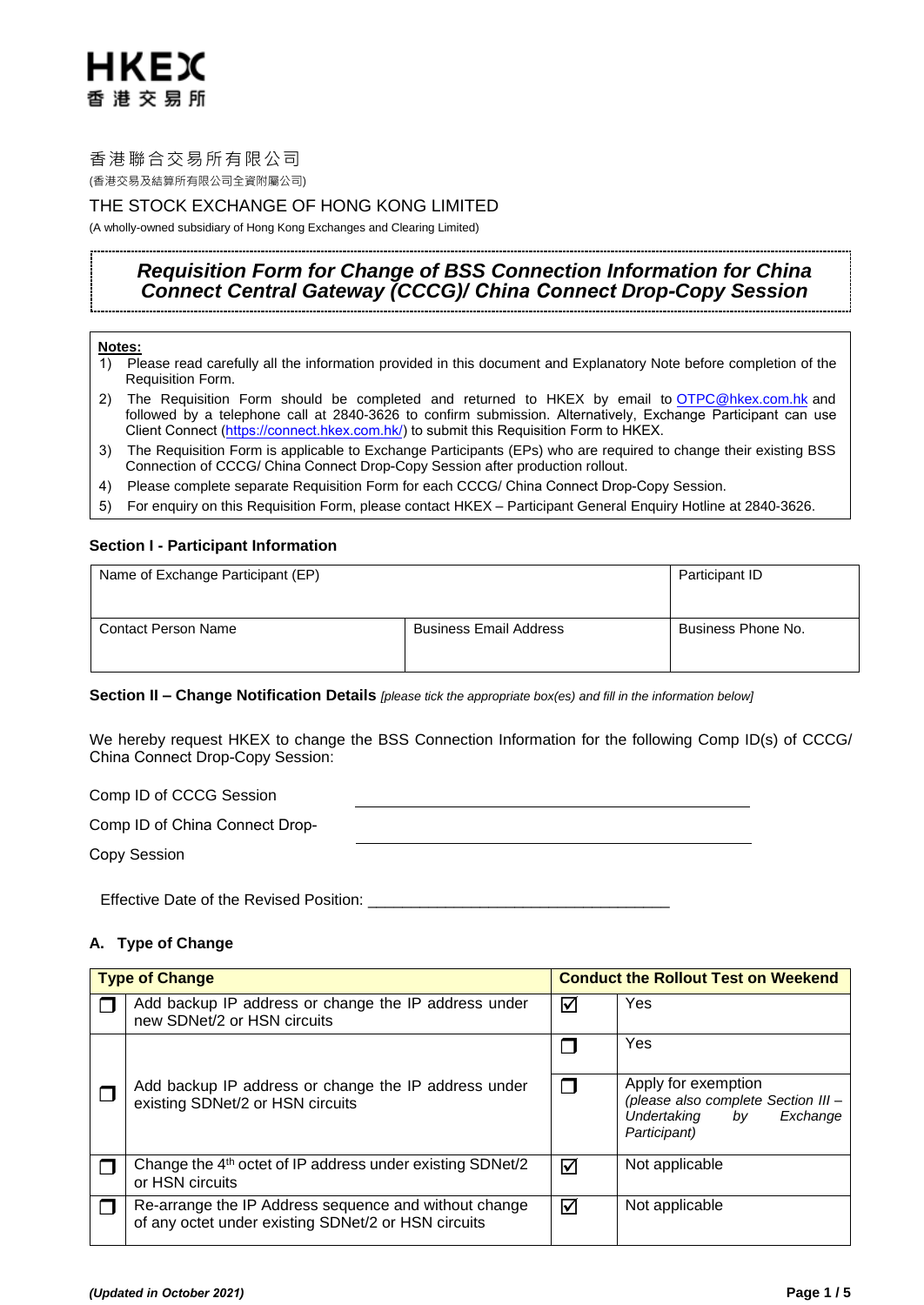HKEX
香港交易所

香港聯合交易所有限公司
(香港交易及結算所有限公司全資附屬公司)

THE STOCK EXCHANGE OF HONG KONG LIMITED
(A wholly-owned subsidiary of Hong Kong Exchanges and Clearing Limited)

# *Requisition Form for Change of BSS Connection Information for China Connect Central Gateway (CCCG)/ China Connect Drop-Copy Session*

**Notes:**

1) Please read carefully all the information provided in this document and Explanatory Note before completion of the Requisition Form.
2) The Requisition Form should be completed and returned to HKEX by email to OTPC@hkex.com.hk and followed by a telephone call at 2840-3626 to confirm submission. Alternatively, Exchange Participant can use Client Connect (https://connect.hkex.com.hk/) to submit this Requisition Form to HKEX.
3) The Requisition Form is applicable to Exchange Participants (EPs) who are required to change their existing BSS Connection of CCCG/ China Connect Drop-Copy Session after production rollout.
4) Please complete separate Requisition Form for each CCCG/ China Connect Drop-Copy Session.
5) For enquiry on this Requisition Form, please contact HKEX – Participant General Enquiry Hotline at 2840-3626.

### Section I - Participant Information

| Name of Exchange Participant (EP) | | Participant ID |
|---|---|---|
| Contact Person Name | Business Email Address | Business Phone No. |

### Section II – Change Notification Details *[please tick the appropriate box(es) and fill in the information below]*

We hereby request HKEX to change the BSS Connection Information for the following Comp ID(s) of CCCG/ China Connect Drop-Copy Session:

Comp ID of CCCG Session \_\_\_\_\_\_\_\_\_\_\_\_\_\_\_\_\_\_\_\_\_\_\_\_\_\_\_\_\_\_\_\_

Comp ID of China Connect Drop-Copy Session \_\_\_\_\_\_\_\_\_\_\_\_\_\_\_\_\_\_\_\_\_\_\_\_\_\_\_\_\_\_\_\_

Effective Date of the Revised Position: \_\_\_\_\_\_\_\_\_\_\_\_\_\_\_\_\_\_\_\_\_\_\_\_\_\_\_\_\_\_\_\_

#### A. Type of Change

| | Type of Change | | Conduct the Rollout Test on Weekend |
|---|---|---|---|
| ☐ | Add backup IP address or change the IP address under new SDNet/2 or HSN circuits | ☑ | Yes |
| ☐ | Add backup IP address or change the IP address under existing SDNet/2 or HSN circuits | ☐ | Yes |
| | | ☐ | Apply for exemption *(please also complete Section III – Undertaking by Exchange Participant)* |
| ☐ | Change the 4th octet of IP address under existing SDNet/2 or HSN circuits | ☑ | Not applicable |
| ☐ | Re-arrange the IP Address sequence and without change of any octet under existing SDNet/2 or HSN circuits | ☑ | Not applicable |

*(Updated in October 2021)*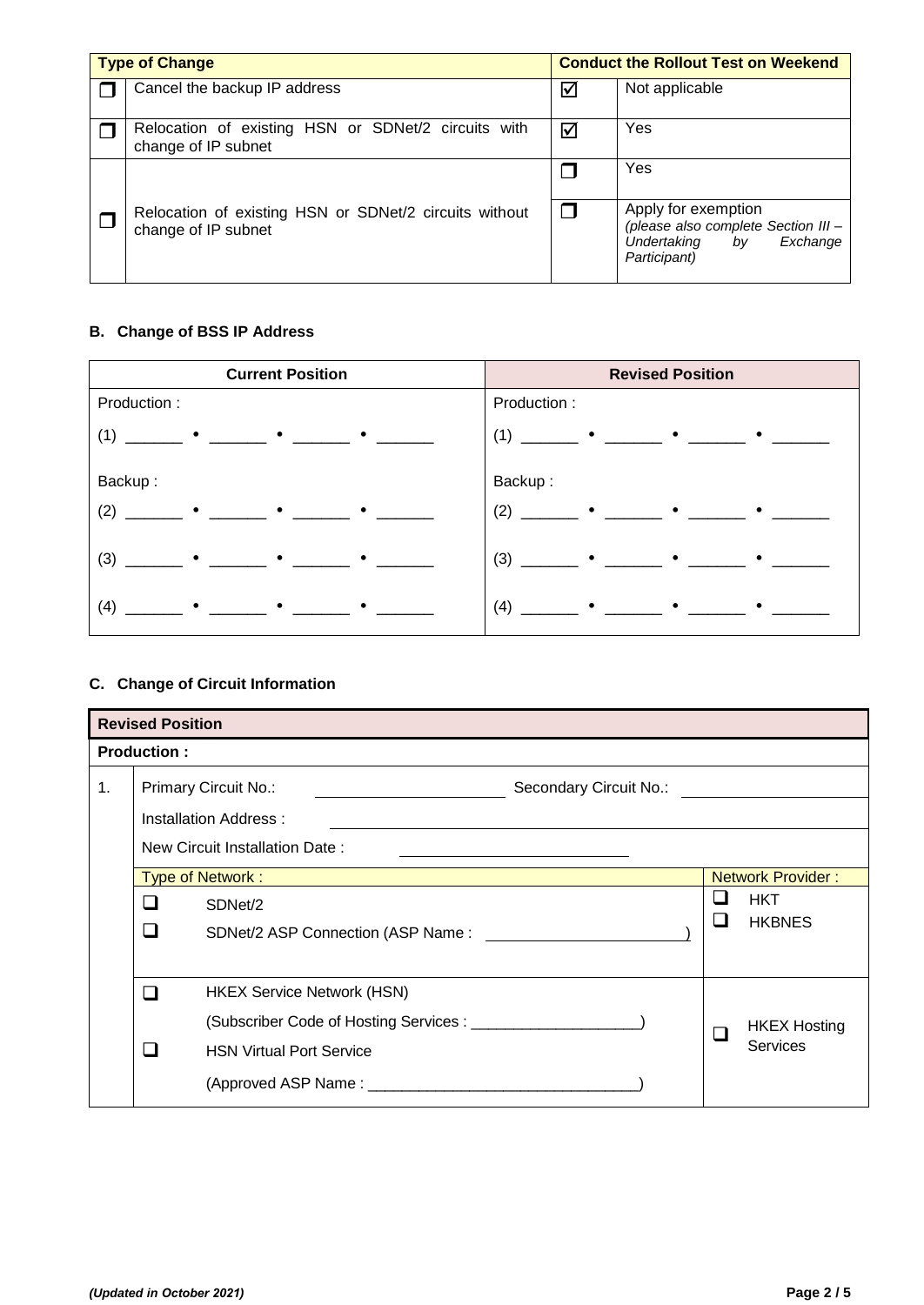| | Type of Change | Conduct the Rollout Test on Weekend | |
|---|---|---|---|
| ☐ | Cancel the backup IP address | ☑ | Not applicable |
| ☐ | Relocation of existing HSN or SDNet/2 circuits with change of IP subnet | ☑ | Yes |
| ☐ | Relocation of existing HSN or SDNet/2 circuits without change of IP subnet | ☐ | Yes |
| | | ☐ | Apply for exemption *(please also complete Section III – Undertaking by Exchange Participant)* |

### B. Change of BSS IP Address

| Current Position | Revised Position |
|---|---|
| Production : | Production : |
| (1) ______ • ______ • ______ • ______ | (1) ______ • ______ • ______ • ______ |
| Backup : | Backup : |
| (2) ______ • ______ • ______ • ______ | (2) ______ • ______ • ______ • ______ |
| (3) ______ • ______ • ______ • ______ | (3) ______ • ______ • ______ • ______ |
| (4) ______ • ______ • ______ • ______ | (4) ______ • ______ • ______ • ______ |

### C. Change of Circuit Information

**Revised Position**

**Production :**

1. Primary Circuit No.: ______________ Secondary Circuit No.: ______________

   Installation Address : ______________________________

   New Circuit Installation Date : ______________

| Type of Network : | Network Provider : |
|---|---|
| ☐ SDNet/2<br>☐ SDNet/2 ASP Connection (ASP Name : ______________) | ☐ HKT<br>☐ HKBNES |
| ☐ HKEX Service Network (HSN)<br>(Subscriber Code of Hosting Services : ____________________)<br>☐ HSN Virtual Port Service<br>(Approved ASP Name : ________________________________) | ☐ HKEX Hosting Services |

*(Updated in October 2021)*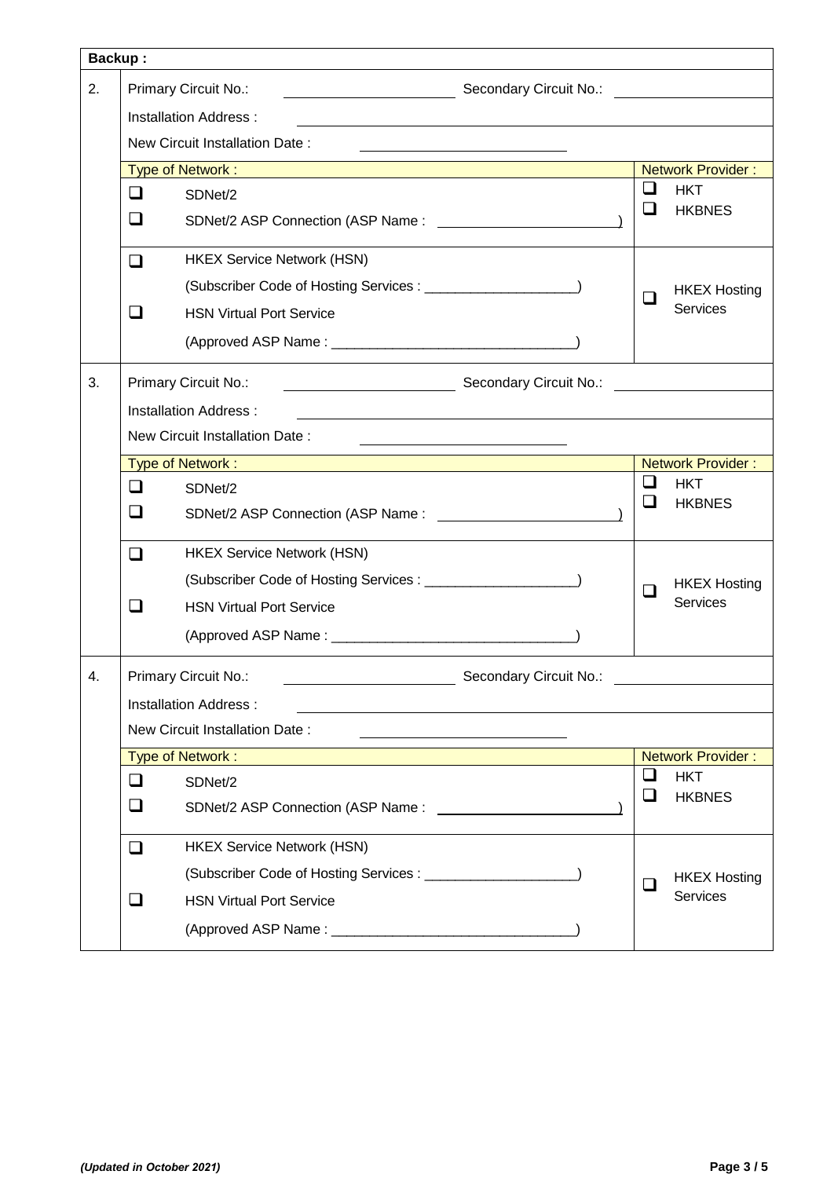**Backup :**

| | | |
|---|---|---|
| 2. | Primary Circuit No.: ____________ Secondary Circuit No.: ____________<br>Installation Address : ____________<br>New Circuit Installation Date : ____________ | |
| | Type of Network : | Network Provider : |
| | ❑ SDNet/2<br>❑ SDNet/2 ASP Connection (ASP Name : ____________) | ❑ HKT<br>❑ HKBNES |
| | ❑ HKEX Service Network (HSN)<br>(Subscriber Code of Hosting Services : ____________)<br>❑ HSN Virtual Port Service<br>(Approved ASP Name : ____________) | ❑ HKEX Hosting Services |
| 3. | Primary Circuit No.: ____________ Secondary Circuit No.: ____________<br>Installation Address : ____________<br>New Circuit Installation Date : ____________ | |
| | Type of Network : | Network Provider : |
| | ❑ SDNet/2<br>❑ SDNet/2 ASP Connection (ASP Name : ____________) | ❑ HKT<br>❑ HKBNES |
| | ❑ HKEX Service Network (HSN)<br>(Subscriber Code of Hosting Services : ____________)<br>❑ HSN Virtual Port Service<br>(Approved ASP Name : ____________) | ❑ HKEX Hosting Services |
| 4. | Primary Circuit No.: ____________ Secondary Circuit No.: ____________<br>Installation Address : ____________<br>New Circuit Installation Date : ____________ | |
| | Type of Network : | Network Provider : |
| | ❑ SDNet/2<br>❑ SDNet/2 ASP Connection (ASP Name : ____________) | ❑ HKT<br>❑ HKBNES |
| | ❑ HKEX Service Network (HSN)<br>(Subscriber Code of Hosting Services : ____________)<br>❑ HSN Virtual Port Service<br>(Approved ASP Name : ____________) | ❑ HKEX Hosting Services |

*(Updated in October 2021)*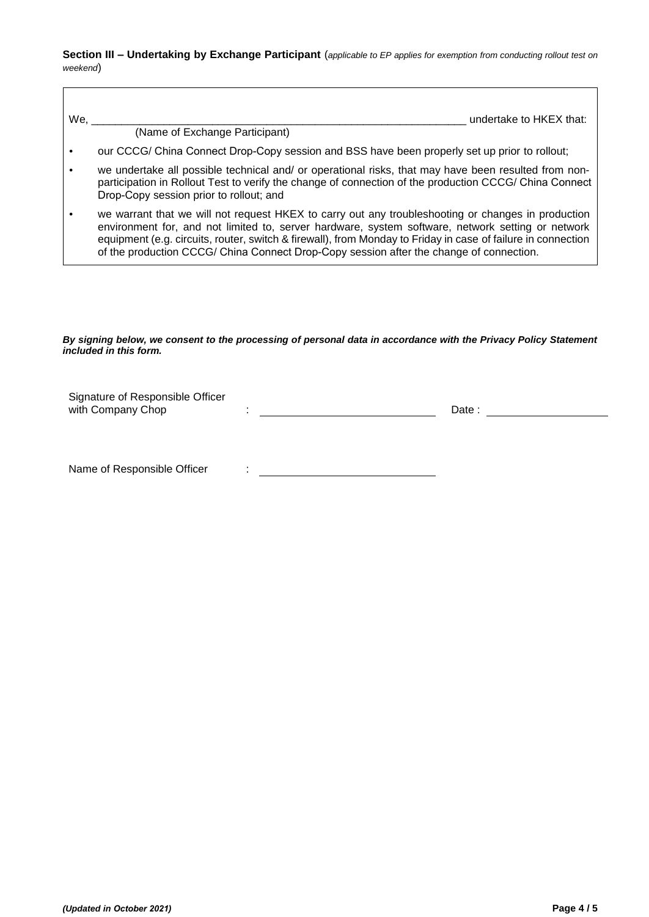**Section III – Undertaking by Exchange Participant** (*applicable to EP applies for exemption from conducting rollout test on weekend*)

We, ______________________________________________________________ undertake to HKEX that:
(Name of Exchange Participant)

- our CCCG/ China Connect Drop-Copy session and BSS have been properly set up prior to rollout;
- we undertake all possible technical and/ or operational risks, that may have been resulted from non-participation in Rollout Test to verify the change of connection of the production CCCG/ China Connect Drop-Copy session prior to rollout; and
- we warrant that we will not request HKEX to carry out any troubleshooting or changes in production environment for, and not limited to, server hardware, system software, network setting or network equipment (e.g. circuits, router, switch & firewall), from Monday to Friday in case of failure in connection of the production CCCG/ China Connect Drop-Copy session after the change of connection.

***By signing below, we consent to the processing of personal data in accordance with the Privacy Policy Statement included in this form.***

Signature of Responsible Officer with Company Chop : ____________________________ Date : ____________________

Name of Responsible Officer : ____________________________

***(Updated in October 2021)***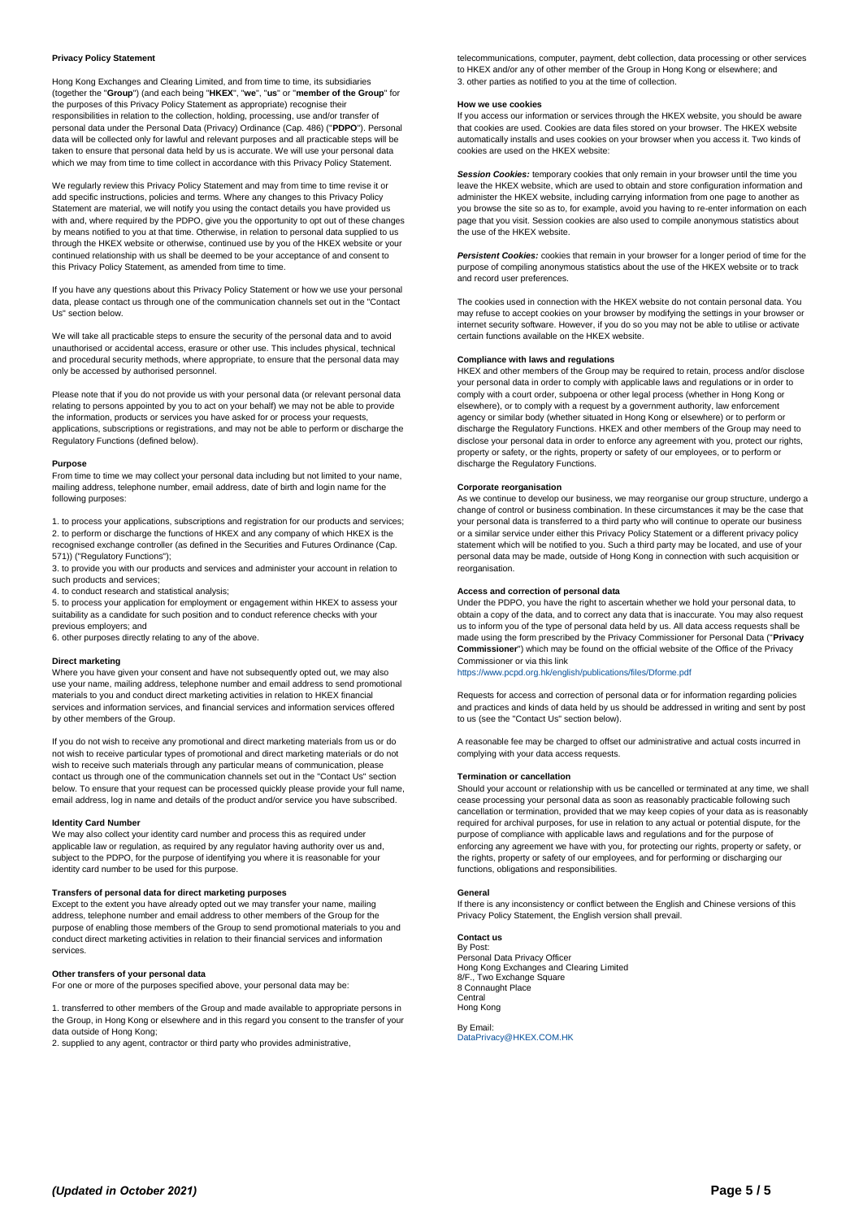# Privacy Policy Statement

Hong Kong Exchanges and Clearing Limited, and from time to time, its subsidiaries (together the "**Group**") (and each being "**HKEX**", "**we**", "**us**" or "**member of the Group**" for the purposes of this Privacy Policy Statement as appropriate) recognise their responsibilities in relation to the collection, holding, processing, use and/or transfer of personal data under the Personal Data (Privacy) Ordinance (Cap. 486) ("**PDPO**"). Personal data will be collected only for lawful and relevant purposes and all practicable steps will be taken to ensure that personal data held by us is accurate. We will use your personal data which we may from time to time collect in accordance with this Privacy Policy Statement.

We regularly review this Privacy Policy Statement and may from time to time revise it or add specific instructions, policies and terms. Where any changes to this Privacy Policy Statement are material, we will notify you using the contact details you have provided us with and, where required by the PDPO, give you the opportunity to opt out of these changes by means notified to you at that time. Otherwise, in relation to personal data supplied to us through the HKEX website or otherwise, continued use by you of the HKEX website or your continued relationship with us shall be deemed to be your acceptance of and consent to this Privacy Policy Statement, as amended from time to time.

If you have any questions about this Privacy Policy Statement or how we use your personal data, please contact us through one of the communication channels set out in the "Contact Us" section below.

We will take all practicable steps to ensure the security of the personal data and to avoid unauthorised or accidental access, erasure or other use. This includes physical, technical and procedural security methods, where appropriate, to ensure that the personal data may only be accessed by authorised personnel.

Please note that if you do not provide us with your personal data (or relevant personal data relating to persons appointed by you to act on your behalf) we may not be able to provide the information, products or services you have asked for or process your requests, applications, subscriptions or registrations, and may not be able to perform or discharge the Regulatory Functions (defined below).

## Purpose

From time to time we may collect your personal data including but not limited to your name, mailing address, telephone number, email address, date of birth and login name for the following purposes:

1. to process your applications, subscriptions and registration for our products and services;
2. to perform or discharge the functions of HKEX and any company of which HKEX is the recognised exchange controller (as defined in the Securities and Futures Ordinance (Cap. 571)) ("Regulatory Functions");
3. to provide you with our products and services and administer your account in relation to such products and services;
4. to conduct research and statistical analysis;
5. to process your application for employment or engagement within HKEX to assess your suitability as a candidate for such position and to conduct reference checks with your previous employers; and
6. other purposes directly relating to any of the above.

## Direct marketing

Where you have given your consent and have not subsequently opted out, we may also use your name, mailing address, telephone number and email address to send promotional materials to you and conduct direct marketing activities in relation to HKEX financial services and information services, and financial services and information services offered by other members of the Group.

If you do not wish to receive any promotional and direct marketing materials from us or do not wish to receive particular types of promotional and direct marketing materials or do not wish to receive such materials through any particular means of communication, please contact us through one of the communication channels set out in the "Contact Us" section below. To ensure that your request can be processed quickly please provide your full name, email address, log in name and details of the product and/or service you have subscribed.

## Identity Card Number

We may also collect your identity card number and process this as required under applicable law or regulation, as required by any regulator having authority over us and, subject to the PDPO, for the purpose of identifying you where it is reasonable for your identity card number to be used for this purpose.

## Transfers of personal data for direct marketing purposes

Except to the extent you have already opted out we may transfer your name, mailing address, telephone number and email address to other members of the Group for the purpose of enabling those members of the Group to send promotional materials to you and conduct direct marketing activities in relation to their financial services and information services.

## Other transfers of your personal data

For one or more of the purposes specified above, your personal data may be:

1. transferred to other members of the Group and made available to appropriate persons in the Group, in Hong Kong or elsewhere and in this regard you consent to the transfer of your data outside of Hong Kong;
2. supplied to any agent, contractor or third party who provides administrative, telecommunications, computer, payment, debt collection, data processing or other services to HKEX and/or any of other member of the Group in Hong Kong or elsewhere; and
3. other parties as notified to you at the time of collection.

## How we use cookies

If you access our information or services through the HKEX website, you should be aware that cookies are used. Cookies are data files stored on your browser. The HKEX website automatically installs and uses cookies on your browser when you access it. Two kinds of cookies are used on the HKEX website:

***Session Cookies:*** temporary cookies that only remain in your browser until the time you leave the HKEX website, which are used to obtain and store configuration information and administer the HKEX website, including carrying information from one page to another as you browse the site so as to, for example, avoid you having to re-enter information on each page that you visit. Session cookies are also used to compile anonymous statistics about the use of the HKEX website.

***Persistent Cookies:*** cookies that remain in your browser for a longer period of time for the purpose of compiling anonymous statistics about the use of the HKEX website or to track and record user preferences.

The cookies used in connection with the HKEX website do not contain personal data. You may refuse to accept cookies on your browser by modifying the settings in your browser or internet security software. However, if you do so you may not be able to utilise or activate certain functions available on the HKEX website.

## Compliance with laws and regulations

HKEX and other members of the Group may be required to retain, process and/or disclose your personal data in order to comply with applicable laws and regulations or in order to comply with a court order, subpoena or other legal process (whether in Hong Kong or elsewhere), or to comply with a request by a government authority, law enforcement agency or similar body (whether situated in Hong Kong or elsewhere) or to perform or discharge the Regulatory Functions. HKEX and other members of the Group may need to disclose your personal data in order to enforce any agreement with you, protect our rights, property or safety, or the rights, property or safety of our employees, or to perform or discharge the Regulatory Functions.

## Corporate reorganisation

As we continue to develop our business, we may reorganise our group structure, undergo a change of control or business combination. In these circumstances it may be the case that your personal data is transferred to a third party who will continue to operate our business or a similar service under either this Privacy Policy Statement or a different privacy policy statement which will be notified to you. Such a third party may be located, and use of your personal data may be made, outside of Hong Kong in connection with such acquisition or reorganisation.

## Access and correction of personal data

Under the PDPO, you have the right to ascertain whether we hold your personal data, to obtain a copy of the data, and to correct any data that is inaccurate. You may also request us to inform you of the type of personal data held by us. All data access requests shall be made using the form prescribed by the Privacy Commissioner for Personal Data ("**Privacy Commissioner**") which may be found on the official website of the Office of the Privacy Commissioner or via this link
https://www.pcpd.org.hk/english/publications/files/Dforme.pdf

Requests for access and correction of personal data or for information regarding policies and practices and kinds of data held by us should be addressed in writing and sent by post to us (see the "Contact Us" section below).

A reasonable fee may be charged to offset our administrative and actual costs incurred in complying with your data access requests.

## Termination or cancellation

Should your account or relationship with us be cancelled or terminated at any time, we shall cease processing your personal data as soon as reasonably practicable following such cancellation or termination, provided that we may keep copies of your data as is reasonably required for archival purposes, for use in relation to any actual or potential dispute, for the purpose of compliance with applicable laws and regulations and for the purpose of enforcing any agreement we have with you, for protecting our rights, property or safety, or the rights, property or safety of our employees, and for performing or discharging our functions, obligations and responsibilities.

## General

If there is any inconsistency or conflict between the English and Chinese versions of this Privacy Policy Statement, the English version shall prevail.

## Contact us

By Post:
Personal Data Privacy Officer
Hong Kong Exchanges and Clearing Limited
8/F., Two Exchange Square
8 Connaught Place
Central
Hong Kong

By Email:
DataPrivacy@HKEX.COM.HK

***(Updated in October 2021)***